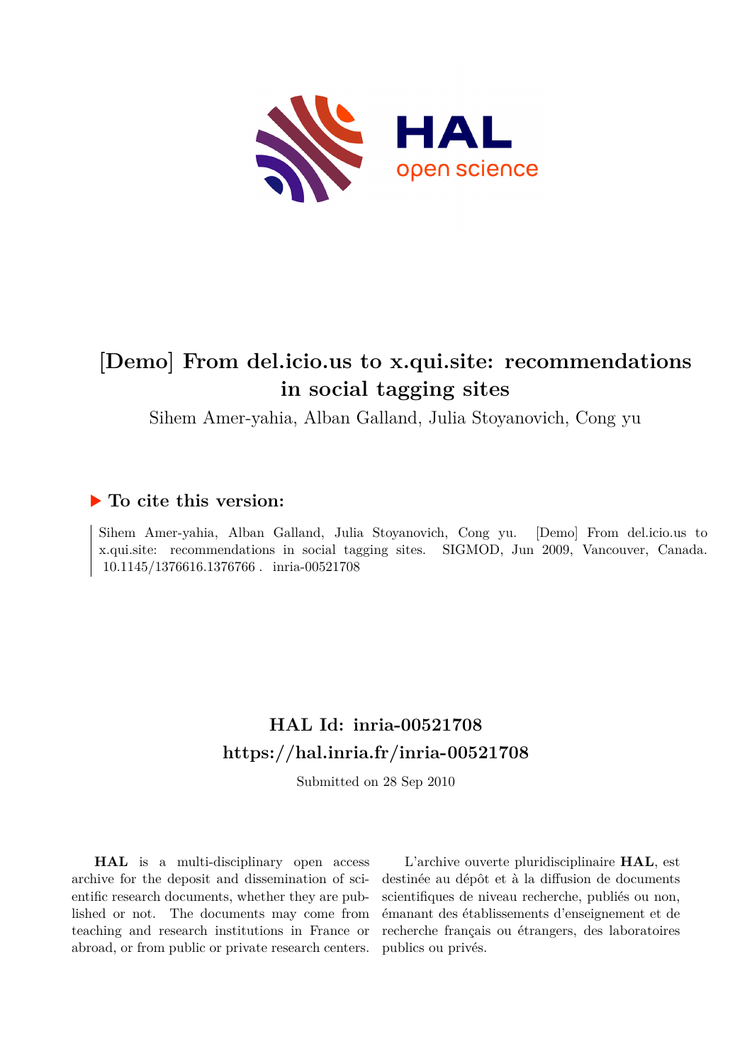# [Demo] From del.icio.us to x.qui.site: recommendations in social tagging sites

Sihem Amer-yahia, Alban Galland, Julia Stoyanovich, Cong yu

## ▶ To cite this version:

Sihem Amer-yahia, Alban Galland, Julia Stoyanovich, Cong yu. [Demo] From del.icio.us to x.qui.site: recommendations in social tagging sites. SIGMOD, Jun 2009, Vancouver, Canada. 10.1145/1376616.1376766 . inria-00521708

## HAL Id: inria-00521708
## https://hal.inria.fr/inria-00521708

Submitted on 28 Sep 2010

**HAL** is a multi-disciplinary open access archive for the deposit and dissemination of scientific research documents, whether they are published or not. The documents may come from teaching and research institutions in France or abroad, or from public or private research centers.

L'archive ouverte pluridisciplinaire **HAL**, est destinée au dépôt et à la diffusion de documents scientifiques de niveau recherche, publiés ou non, émanant des établissements d'enseignement et de recherche français ou étrangers, des laboratoires publics ou privés.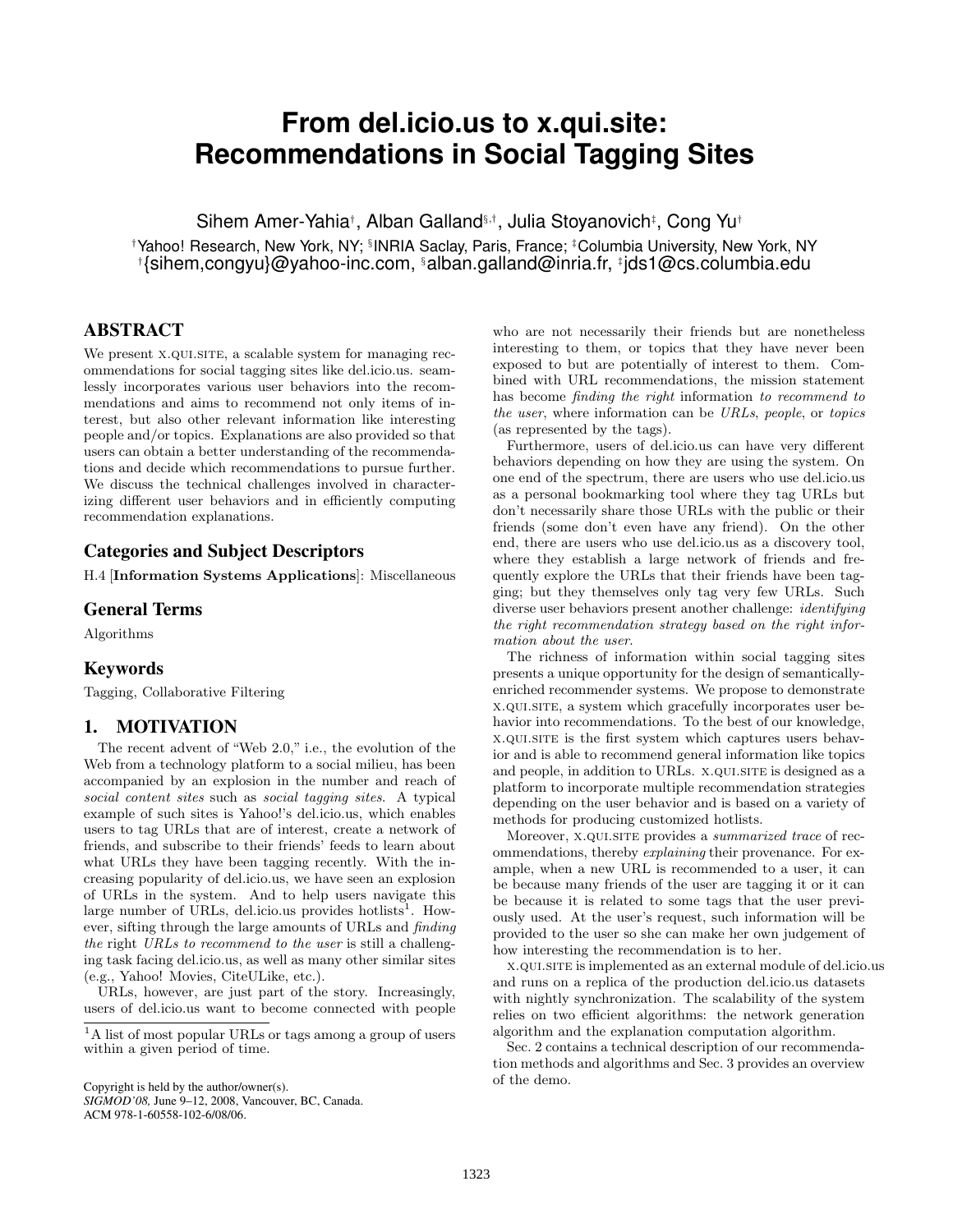# From del.icio.us to x.qui.site: Recommendations in Social Tagging Sites

Sihem Amer-Yahia[†], Alban Galland[§,†], Julia Stoyanovich[‡], Cong Yu[†]

[†]Yahoo! Research, New York, NY; [§]INRIA Saclay, Paris, France; [‡]Columbia University, New York, NY
[†]{sihem,congyu}@yahoo-inc.com, [§]alban.galland@inria.fr, [‡]jds1@cs.columbia.edu

## ABSTRACT

We present X.QUI.SITE, a scalable system for managing recommendations for social tagging sites like del.icio.us. seamlessly incorporates various user behaviors into the recommendations and aims to recommend not only items of interest, but also other relevant information like interesting people and/or topics. Explanations are also provided so that users can obtain a better understanding of the recommendations and decide which recommendations to pursue further. We discuss the technical challenges involved in characterizing different user behaviors and in efficiently computing recommendation explanations.

## Categories and Subject Descriptors

H.4 [**Information Systems Applications**]: Miscellaneous

## General Terms

Algorithms

## Keywords

Tagging, Collaborative Filtering

## 1. MOTIVATION

The recent advent of "Web 2.0," i.e., the evolution of the Web from a technology platform to a social milieu, has been accompanied by an explosion in the number and reach of *social content sites* such as *social tagging sites*. A typical example of such sites is Yahoo!'s del.icio.us, which enables users to tag URLs that are of interest, create a network of friends, and subscribe to their friends' feeds to learn about what URLs they have been tagging recently. With the increasing popularity of del.icio.us, we have seen an explosion of URLs in the system. And to help users navigate this large number of URLs, del.icio.us provides hotlists[1]. However, sifting through the large amounts of URLs and *finding the* right *URLs to recommend to the user* is still a challenging task facing del.icio.us, as well as many other similar sites (e.g., Yahoo! Movies, CiteULike, etc.).

URLs, however, are just part of the story. Increasingly, users of del.icio.us want to become connected with people who are not necessarily their friends but are nonetheless interesting to them, or topics that they have never been exposed to but are potentially of interest to them. Combined with URL recommendations, the mission statement has become *finding the right* information *to recommend to the user*, where information can be *URLs*, *people*, or *topics* (as represented by the tags).

Furthermore, users of del.icio.us can have very different behaviors depending on how they are using the system. On one end of the spectrum, there are users who use del.icio.us as a personal bookmarking tool where they tag URLs but don't necessarily share those URLs with the public or their friends (some don't even have any friend). On the other end, there are users who use del.icio.us as a discovery tool, where they establish a large network of friends and frequently explore the URLs that their friends have been tagging; but they themselves only tag very few URLs. Such diverse user behaviors present another challenge: *identifying the right recommendation strategy based on the right information about the user*.

The richness of information within social tagging sites presents a unique opportunity for the design of semantically-enriched recommender systems. We propose to demonstrate X.QUI.SITE, a system which gracefully incorporates user behavior into recommendations. To the best of our knowledge, X.QUI.SITE is the first system which captures users behavior and is able to recommend general information like topics and people, in addition to URLs. X.QUI.SITE is designed as a platform to incorporate multiple recommendation strategies depending on the user behavior and is based on a variety of methods for producing customized hotlists.

Moreover, X.QUI.SITE provides a *summarized trace* of recommendations, thereby *explaining* their provenance. For example, when a new URL is recommended to a user, it can be because many friends of the user are tagging it or it can be because it is related to some tags that the user previously used. At the user's request, such information will be provided to the user so she can make her own judgement of how interesting the recommendation is to her.

X.QUI.SITE is implemented as an external module of del.icio.us and runs on a replica of the production del.icio.us datasets with nightly synchronization. The scalability of the system relies on two efficient algorithms: the network generation algorithm and the explanation computation algorithm.

Sec. 2 contains a technical description of our recommendation methods and algorithms and Sec. 3 provides an overview of the demo.

[1]A list of most popular URLs or tags among a group of users within a given period of time.

Copyright is held by the author/owner(s).
*SIGMOD'08,* June 9–12, 2008, Vancouver, BC, Canada.
ACM 978-1-60558-102-6/08/06.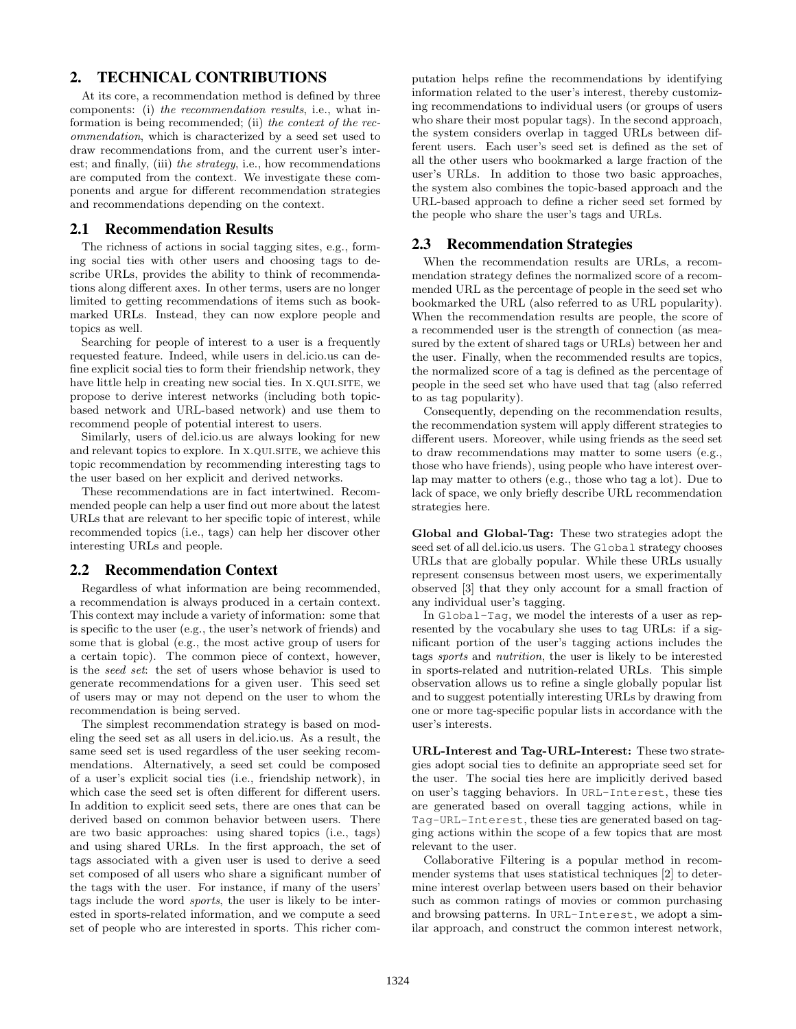## 2. TECHNICAL CONTRIBUTIONS

At its core, a recommendation method is defined by three components: (i) *the recommendation results*, i.e., what information is being recommended; (ii) *the context of the recommendation*, which is characterized by a seed set used to draw recommendations from, and the current user's interest; and finally, (iii) *the strategy*, i.e., how recommendations are computed from the context. We investigate these components and argue for different recommendation strategies and recommendations depending on the context.

### 2.1 Recommendation Results

The richness of actions in social tagging sites, e.g., forming social ties with other users and choosing tags to describe URLs, provides the ability to think of recommendations along different axes. In other terms, users are no longer limited to getting recommendations of items such as bookmarked URLs. Instead, they can now explore people and topics as well.

Searching for people of interest to a user is a frequently requested feature. Indeed, while users in del.icio.us can define explicit social ties to form their friendship network, they have little help in creating new social ties. In X.QUI.SITE, we propose to derive interest networks (including both topic-based network and URL-based network) and use them to recommend people of potential interest to users.

Similarly, users of del.icio.us are always looking for new and relevant topics to explore. In X.QUI.SITE, we achieve this topic recommendation by recommending interesting tags to the user based on her explicit and derived networks.

These recommendations are in fact intertwined. Recommended people can help a user find out more about the latest URLs that are relevant to her specific topic of interest, while recommended topics (i.e., tags) can help her discover other interesting URLs and people.

### 2.2 Recommendation Context

Regardless of what information are being recommended, a recommendation is always produced in a certain context. This context may include a variety of information: some that is specific to the user (e.g., the user's network of friends) and some that is global (e.g., the most active group of users for a certain topic). The common piece of context, however, is the *seed set*: the set of users whose behavior is used to generate recommendations for a given user. This seed set of users may or may not depend on the user to whom the recommendation is being served.

The simplest recommendation strategy is based on modeling the seed set as all users in del.icio.us. As a result, the same seed set is used regardless of the user seeking recommendations. Alternatively, a seed set could be composed of a user's explicit social ties (i.e., friendship network), in which case the seed set is often different for different users. In addition to explicit seed sets, there are ones that can be derived based on common behavior between users. There are two basic approaches: using shared topics (i.e., tags) and using shared URLs. In the first approach, the set of tags associated with a given user is used to derive a seed set composed of all users who share a significant number of the tags with the user. For instance, if many of the users' tags include the word *sports*, the user is likely to be interested in sports-related information, and we compute a seed set of people who are interested in sports. This richer computation helps refine the recommendations by identifying information related to the user's interest, thereby customizing recommendations to individual users (or groups of users who share their most popular tags). In the second approach, the system considers overlap in tagged URLs between different users. Each user's seed set is defined as the set of all the other users who bookmarked a large fraction of the user's URLs. In addition to those two basic approaches, the system also combines the topic-based approach and the URL-based approach to define a richer seed set formed by the people who share the user's tags and URLs.

### 2.3 Recommendation Strategies

When the recommendation results are URLs, a recommendation strategy defines the normalized score of a recommended URL as the percentage of people in the seed set who bookmarked the URL (also referred to as URL popularity). When the recommendation results are people, the score of a recommended user is the strength of connection (as measured by the extent of shared tags or URLs) between her and the user. Finally, when the recommended results are topics, the normalized score of a tag is defined as the percentage of people in the seed set who have used that tag (also referred to as tag popularity).

Consequently, depending on the recommendation results, the recommendation system will apply different strategies to different users. Moreover, while using friends as the seed set to draw recommendations may matter to some users (e.g., those who have friends), using people who have interest overlap may matter to others (e.g., those who tag a lot). Due to lack of space, we only briefly describe URL recommendation strategies here.

**Global and Global-Tag:** These two strategies adopt the seed set of all del.icio.us users. The `Global` strategy chooses URLs that are globally popular. While these URLs usually represent consensus between most users, we experimentally observed [3] that they only account for a small fraction of any individual user's tagging.

In `Global-Tag`, we model the interests of a user as represented by the vocabulary she uses to tag URLs: if a significant portion of the user's tagging actions includes the tags *sports* and *nutrition*, the user is likely to be interested in sports-related and nutrition-related URLs. This simple observation allows us to refine a single globally popular list and to suggest potentially interesting URLs by drawing from one or more tag-specific popular lists in accordance with the user's interests.

**URL-Interest and Tag-URL-Interest:** These two strategies adopt social ties to definite an appropriate seed set for the user. The social ties here are implicitly derived based on user's tagging behaviors. In `URL-Interest`, these ties are generated based on overall tagging actions, while in `Tag-URL-Interest`, these ties are generated based on tagging actions within the scope of a few topics that are most relevant to the user.

Collaborative Filtering is a popular method in recommender systems that uses statistical techniques [2] to determine interest overlap between users based on their behavior such as common ratings of movies or common purchasing and browsing patterns. In `URL-Interest`, we adopt a similar approach, and construct the common interest network,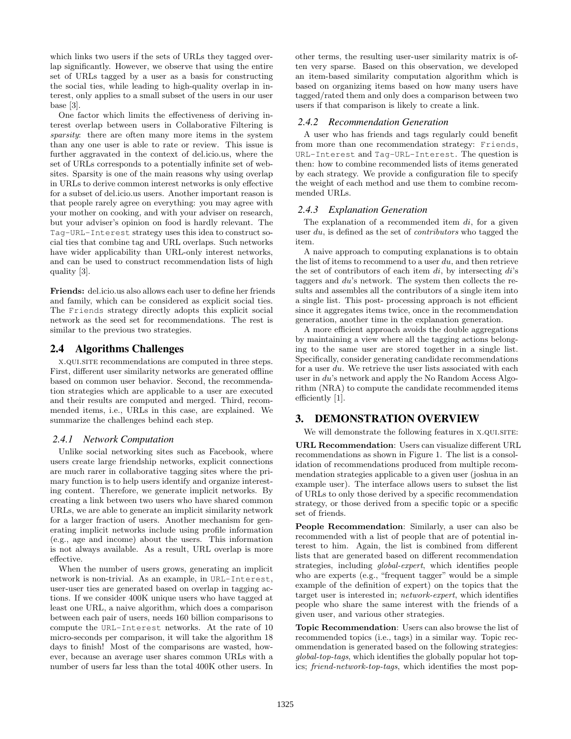which links two users if the sets of URLs they tagged overlap significantly. However, we observe that using the entire set of URLs tagged by a user as a basis for constructing the social ties, while leading to high-quality overlap in interest, only applies to a small subset of the users in our user base [3].

One factor which limits the effectiveness of deriving interest overlap between users in Collaborative Filtering is *sparsity*: there are often many more items in the system than any one user is able to rate or review. This issue is further aggravated in the context of del.icio.us, where the set of URLs corresponds to a potentially infinite set of websites. Sparsity is one of the main reasons why using overlap in URLs to derive common interest networks is only effective for a subset of del.icio.us users. Another important reason is that people rarely agree on everything: you may agree with your mother on cooking, and with your adviser on research, but your adviser's opinion on food is hardly relevant. The `Tag-URL-Interest` strategy uses this idea to construct social ties that combine tag and URL overlaps. Such networks have wider applicability than URL-only interest networks, and can be used to construct recommendation lists of high quality [3].

**Friends:** del.icio.us also allows each user to define her friends and family, which can be considered as explicit social ties. The `Friends` strategy directly adopts this explicit social network as the seed set for recommendations. The rest is similar to the previous two strategies.

## 2.4 Algorithms Challenges

X.QUI.SITE recommendations are computed in three steps. First, different user similarity networks are generated offline based on common user behavior. Second, the recommendation strategies which are applicable to a user are executed and their results are computed and merged. Third, recommended items, i.e., URLs in this case, are explained. We summarize the challenges behind each step.

### 2.4.1 Network Computation

Unlike social networking sites such as Facebook, where users create large friendship networks, explicit connections are much rarer in collaborative tagging sites where the primary function is to help users identify and organize interesting content. Therefore, we generate implicit networks. By creating a link between two users who have shared common URLs, we are able to generate an implicit similarity network for a larger fraction of users. Another mechanism for generating implicit networks include using profile information (e.g., age and income) about the users. This information is not always available. As a result, URL overlap is more effective.

When the number of users grows, generating an implicit network is non-trivial. As an example, in `URL-Interest`, user-user ties are generated based on overlap in tagging actions. If we consider 400K unique users who have tagged at least one URL, a naive algorithm, which does a comparison between each pair of users, needs 160 billion comparisons to compute the `URL-Interest` networks. At the rate of 10 micro-seconds per comparison, it will take the algorithm 18 days to finish! Most of the comparisons are wasted, however, because an average user shares common URLs with a number of users far less than the total 400K other users. In other terms, the resulting user-user similarity matrix is often very sparse. Based on this observation, we developed an item-based similarity computation algorithm which is based on organizing items based on how many users have tagged/rated them and only does a comparison between two users if that comparison is likely to create a link.

### 2.4.2 Recommendation Generation

A user who has friends and tags regularly could benefit from more than one recommendation strategy: `Friends`, `URL-Interest` and `Tag-URL-Interest`. The question is then: how to combine recommended lists of items generated by each strategy. We provide a configuration file to specify the weight of each method and use them to combine recommended URLs.

### 2.4.3 Explanation Generation

The explanation of a recommended item $di$, for a given user $du$, is defined as the set of *contributors* who tagged the item.

A naive approach to computing explanations is to obtain the list of items to recommend to a user $du$, and then retrieve the set of contributors of each item $di$, by intersecting $di$'s taggers and $du$'s network. The system then collects the results and assembles all the contributors of a single item into a single list. This post- processing approach is not efficient since it aggregates items twice, once in the recommendation generation, another time in the explanation generation.

A more efficient approach avoids the double aggregations by maintaining a view where all the tagging actions belonging to the same user are stored together in a single list. Specifically, consider generating candidate recommendations for a user $du$. We retrieve the user lists associated with each user in $du$'s network and apply the No Random Access Algorithm (NRA) to compute the candidate recommended items efficiently [1].

# 3. DEMONSTRATION OVERVIEW

We will demonstrate the following features in X.QUI.SITE:

**URL Recommendation**: Users can visualize different URL recommendations as shown in Figure 1. The list is a consolidation of recommendations produced from multiple recommendation strategies applicable to a given user (joshua in an example user). The interface allows users to subset the list of URLs to only those derived by a specific recommendation strategy, or those derived from a specific topic or a specific set of friends.

**People Recommendation**: Similarly, a user can also be recommended with a list of people that are of potential interest to him. Again, the list is combined from different lists that are generated based on different recommendation strategies, including *global-expert*, which identifies people who are experts (e.g., "frequent tagger" would be a simple example of the definition of expert) on the topics that the target user is interested in; *network-expert*, which identifies people who share the same interest with the friends of a given user, and various other strategies.

**Topic Recommendation**: Users can also browse the list of recommended topics (i.e., tags) in a similar way. Topic recommendation is generated based on the following strategies: *global-top-tags*, which identifies the globally popular hot topics; *friend-network-top-tags*, which identifies the most pop-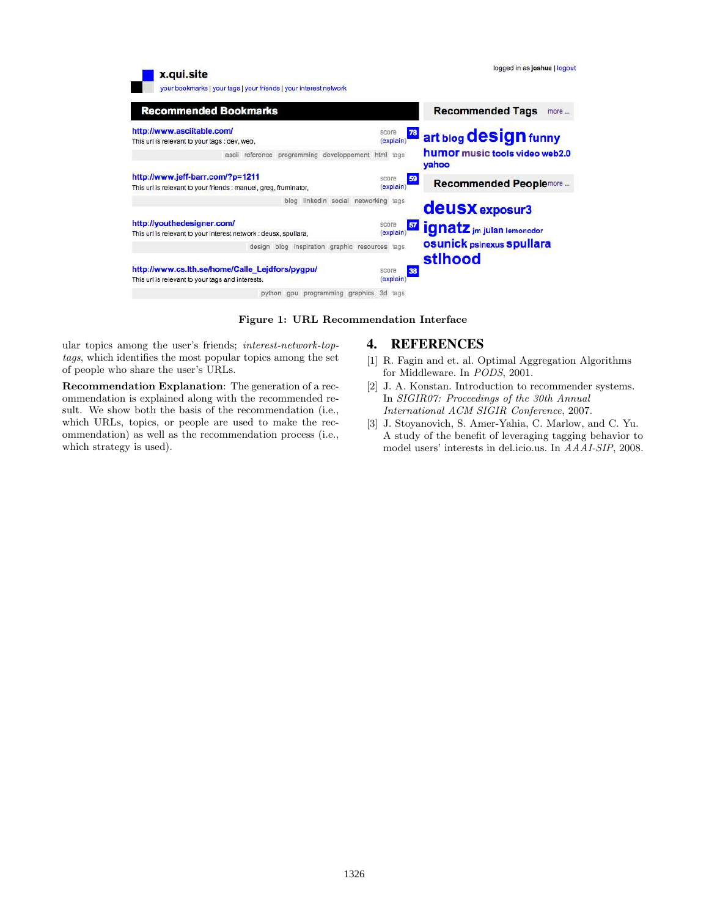**Figure 1: URL Recommendation Interface**

ular topics among the user's friends; *interest-network-top-tags*, which identifies the most popular topics among the set of people who share the user's URLs.

**Recommendation Explanation**: The generation of a recommendation is explained along with the recommended result. We show both the basis of the recommendation (i.e., which URLs, topics, or people are used to make the recommendation) as well as the recommendation process (i.e., which strategy is used).

# 4. REFERENCES

[1] R. Fagin and et. al. Optimal Aggregation Algorithms for Middleware. In *PODS*, 2001.

[2] J. A. Konstan. Introduction to recommender systems. In *SIGIR07: Proceedings of the 30th Annual International ACM SIGIR Conference*, 2007.

[3] J. Stoyanovich, S. Amer-Yahia, C. Marlow, and C. Yu. A study of the benefit of leveraging tagging behavior to model users' interests in del.icio.us. In *AAAI-SIP*, 2008.